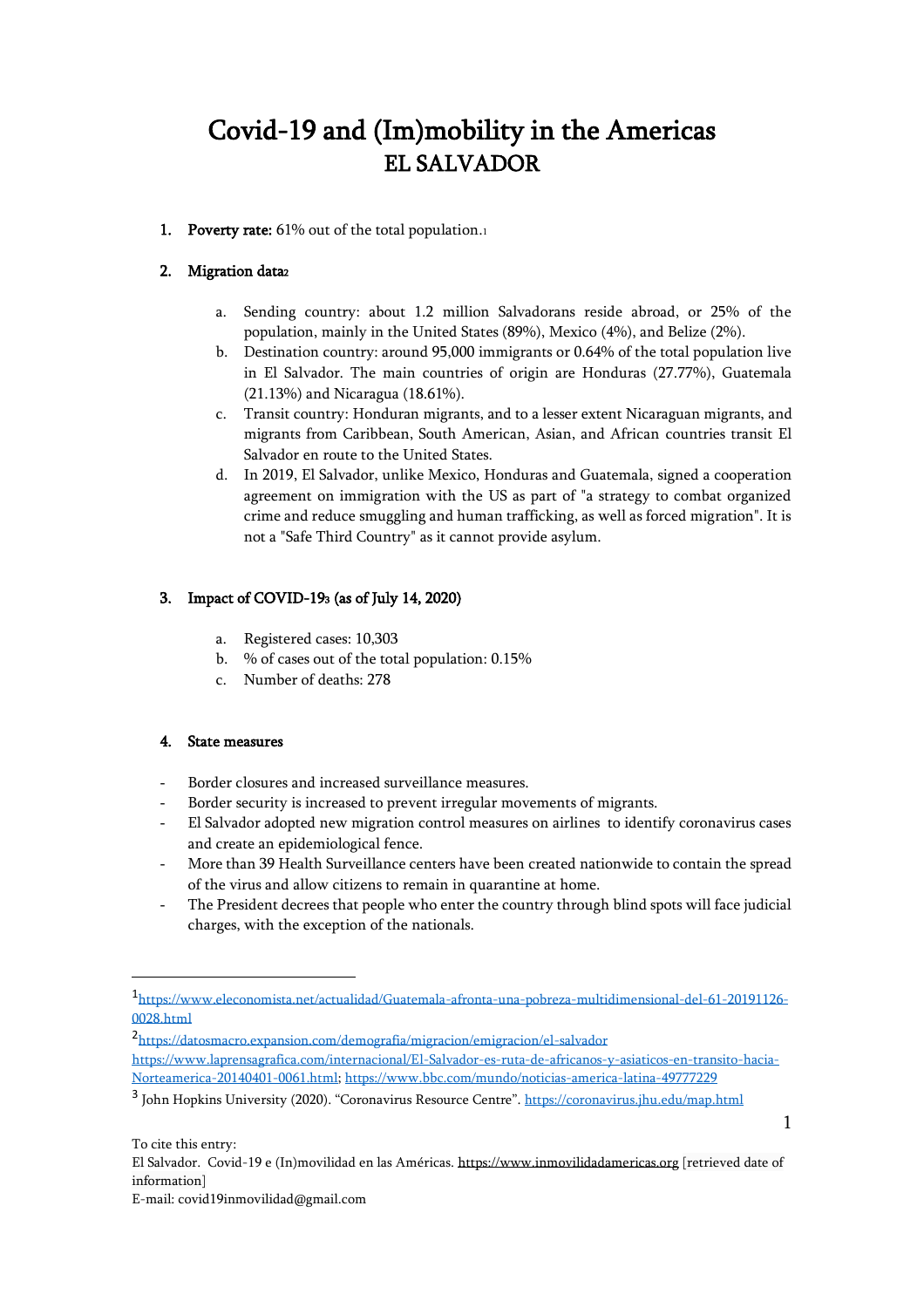# Covid-19 and (Im)mobility in the Americas
## EL SALVADOR

1. **Poverty rate:** 61% out of the total population.[1]

2. **Migration data**[2]

   a. Sending country: about 1.2 million Salvadorans reside abroad, or 25% of the population, mainly in the United States (89%), Mexico (4%), and Belize (2%).

   b. Destination country: around 95,000 immigrants or 0.64% of the total population live in El Salvador. The main countries of origin are Honduras (27.77%), Guatemala (21.13%) and Nicaragua (18.61%).

   c. Transit country: Honduran migrants, and to a lesser extent Nicaraguan migrants, and migrants from Caribbean, South American, Asian, and African countries transit El Salvador en route to the United States.

   d. In 2019, El Salvador, unlike Mexico, Honduras and Guatemala, signed a cooperation agreement on immigration with the US as part of "a strategy to combat organized crime and reduce smuggling and human trafficking, as well as forced migration". It is not a "Safe Third Country" as it cannot provide asylum.

3. **Impact of COVID-19**[3] **(as of July 14, 2020)**

   a. Registered cases: 10,303

   b. % of cases out of the total population: 0.15%

   c. Number of deaths: 278

4. **State measures**

- Border closures and increased surveillance measures.
- Border security is increased to prevent irregular movements of migrants.
- El Salvador adopted new migration control measures on airlines to identify coronavirus cases and create an epidemiological fence.
- More than 39 Health Surveillance centers have been created nationwide to contain the spread of the virus and allow citizens to remain in quarantine at home.
- The President decrees that people who enter the country through blind spots will face judicial charges, with the exception of the nationals.

---

[1] https://www.eleconomista.net/actualidad/Guatemala-afronta-una-pobreza-multidimensional-del-61-20191126-0028.html

[2] https://datosmacro.expansion.com/demografia/migracion/emigracion/el-salvador
https://www.laprensagrafica.com/internacional/El-Salvador-es-ruta-de-africanos-y-asiaticos-en-transito-hacia-Norteamerica-20140401-0061.html; https://www.bbc.com/mundo/noticias-america-latina-49777229

[3] John Hopkins University (2020). "Coronavirus Resource Centre". https://coronavirus.jhu.edu/map.html

To cite this entry:
El Salvador. Covid-19 e (In)movilidad en las Américas. https://www.inmovilidadamericas.org [retrieved date of information]
E-mail: covid19inmovilidad@gmail.com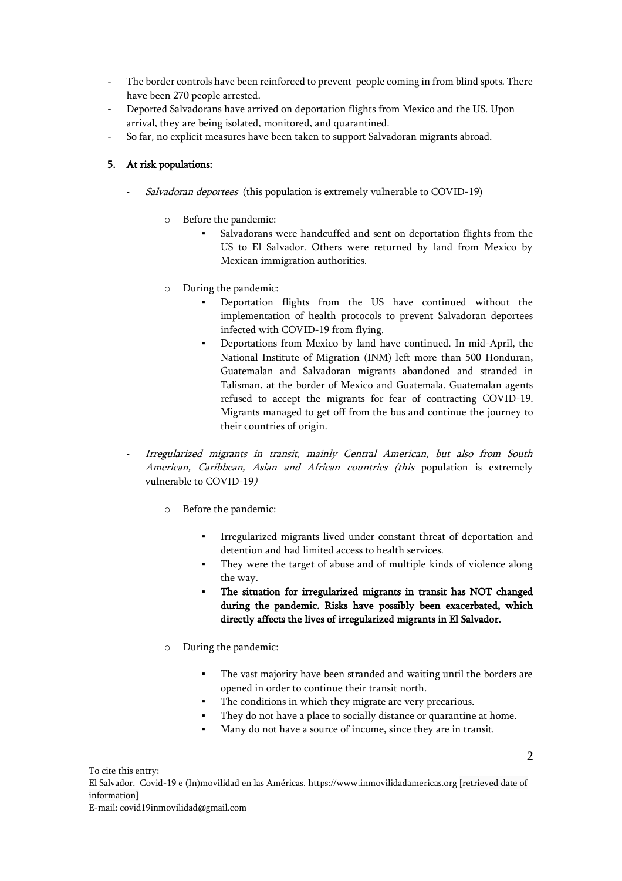- The border controls have been reinforced to prevent people coming in from blind spots. There have been 270 people arrested.
- Deported Salvadorans have arrived on deportation flights from Mexico and the US. Upon arrival, they are being isolated, monitored, and quarantined.
- So far, no explicit measures have been taken to support Salvadoran migrants abroad.

## 5. At risk populations:

- *Salvadoran deportees* (this population is extremely vulnerable to COVID-19)
  - Before the pandemic:
    - Salvadorans were handcuffed and sent on deportation flights from the US to El Salvador. Others were returned by land from Mexico by Mexican immigration authorities.
  - During the pandemic:
    - Deportation flights from the US have continued without the implementation of health protocols to prevent Salvadoran deportees infected with COVID-19 from flying.
    - Deportations from Mexico by land have continued. In mid-April, the National Institute of Migration (INM) left more than 500 Honduran, Guatemalan and Salvadoran migrants abandoned and stranded in Talisman, at the border of Mexico and Guatemala. Guatemalan agents refused to accept the migrants for fear of contracting COVID-19. Migrants managed to get off from the bus and continue the journey to their countries of origin.

- *Irregularized migrants in transit, mainly Central American, but also from South American, Caribbean, Asian and African countries (this* population is extremely vulnerable to COVID-19*)*
  - Before the pandemic:
    - Irregularized migrants lived under constant threat of deportation and detention and had limited access to health services.
    - They were the target of abuse and of multiple kinds of violence along the way.
    - **The situation for irregularized migrants in transit has NOT changed during the pandemic. Risks have possibly been exacerbated, which directly affects the lives of irregularized migrants in El Salvador.**
  - During the pandemic:
    - The vast majority have been stranded and waiting until the borders are opened in order to continue their transit north.
    - The conditions in which they migrate are very precarious.
    - They do not have a place to socially distance or quarantine at home.
    - Many do not have a source of income, since they are in transit.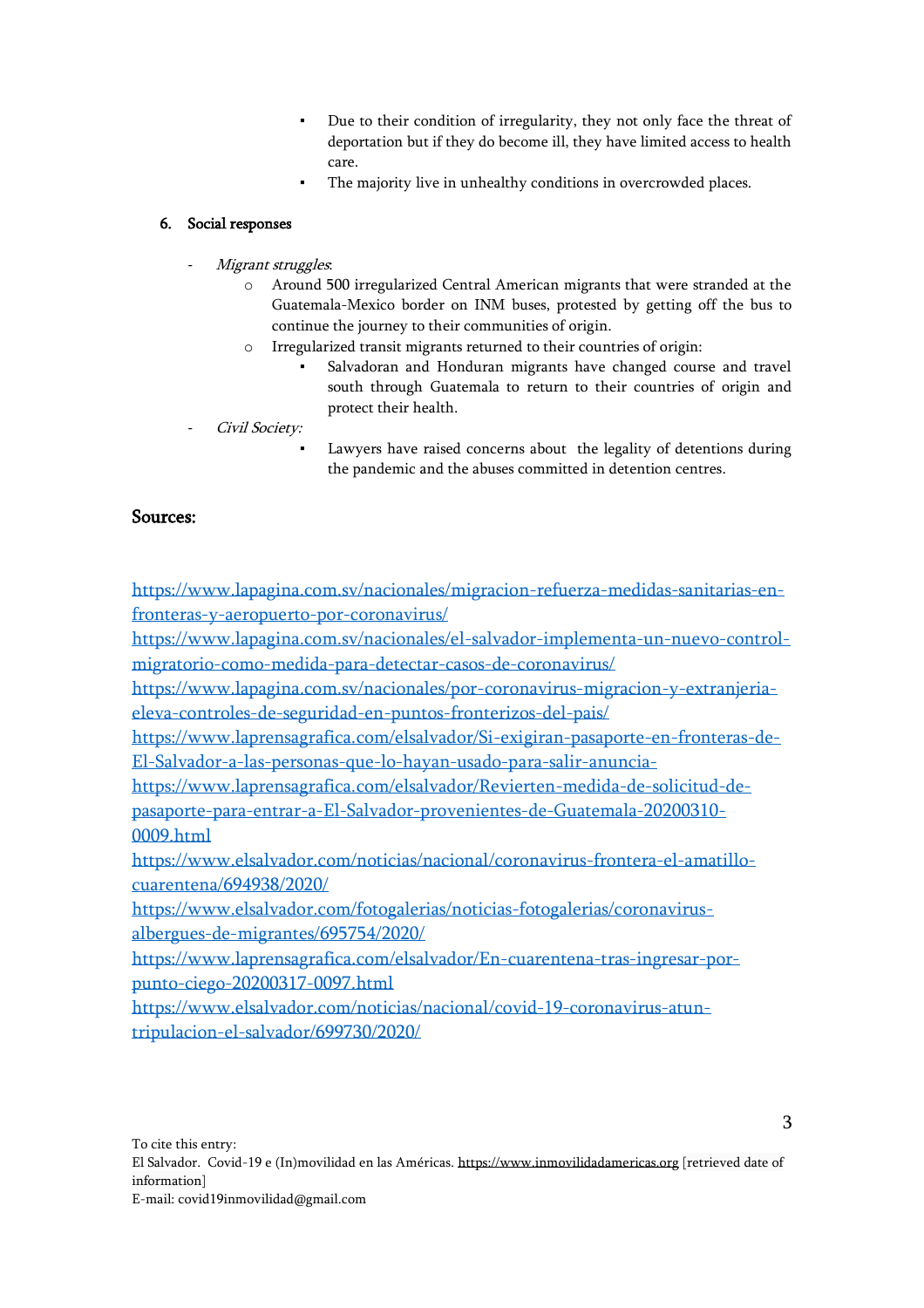- Due to their condition of irregularity, they not only face the threat of deportation but if they do become ill, they have limited access to health care.
- The majority live in unhealthy conditions in overcrowded places.

## 6. Social responses

- *Migrant struggles*:
  - Around 500 irregularized Central American migrants that were stranded at the Guatemala-Mexico border on INM buses, protested by getting off the bus to continue the journey to their communities of origin.
  - Irregularized transit migrants returned to their countries of origin:
    - Salvadoran and Honduran migrants have changed course and travel south through Guatemala to return to their countries of origin and protect their health.
- *Civil Society:*
    - Lawyers have raised concerns about the legality of detentions during the pandemic and the abuses committed in detention centres.

## Sources:

https://www.lapagina.com.sv/nacionales/migracion-refuerza-medidas-sanitarias-en-fronteras-y-aeropuerto-por-coronavirus/
https://www.lapagina.com.sv/nacionales/el-salvador-implementa-un-nuevo-control-migratorio-como-medida-para-detectar-casos-de-coronavirus/
https://www.lapagina.com.sv/nacionales/por-coronavirus-migracion-y-extranjeria-eleva-controles-de-seguridad-en-puntos-fronterizos-del-pais/
https://www.laprensagrafica.com/elsalvador/Si-exigiran-pasaporte-en-fronteras-de-El-Salvador-a-las-personas-que-lo-hayan-usado-para-salir-anuncia-
https://www.laprensagrafica.com/elsalvador/Revierten-medida-de-solicitud-de-pasaporte-para-entrar-a-El-Salvador-provenientes-de-Guatemala-20200310-0009.html
https://www.elsalvador.com/noticias/nacional/coronavirus-frontera-el-amatillo-cuarentena/694938/2020/
https://www.elsalvador.com/fotogalerias/noticias-fotogalerias/coronavirus-albergues-de-migrantes/695754/2020/
https://www.laprensagrafica.com/elsalvador/En-cuarentena-tras-ingresar-por-punto-ciego-20200317-0097.html
https://www.elsalvador.com/noticias/nacional/covid-19-coronavirus-atun-tripulacion-el-salvador/699730/2020/

To cite this entry:
El Salvador. Covid-19 e (In)movilidad en las Américas. https://www.inmovilidadamericas.org [retrieved date of information]
E-mail: covid19inmovilidad@gmail.com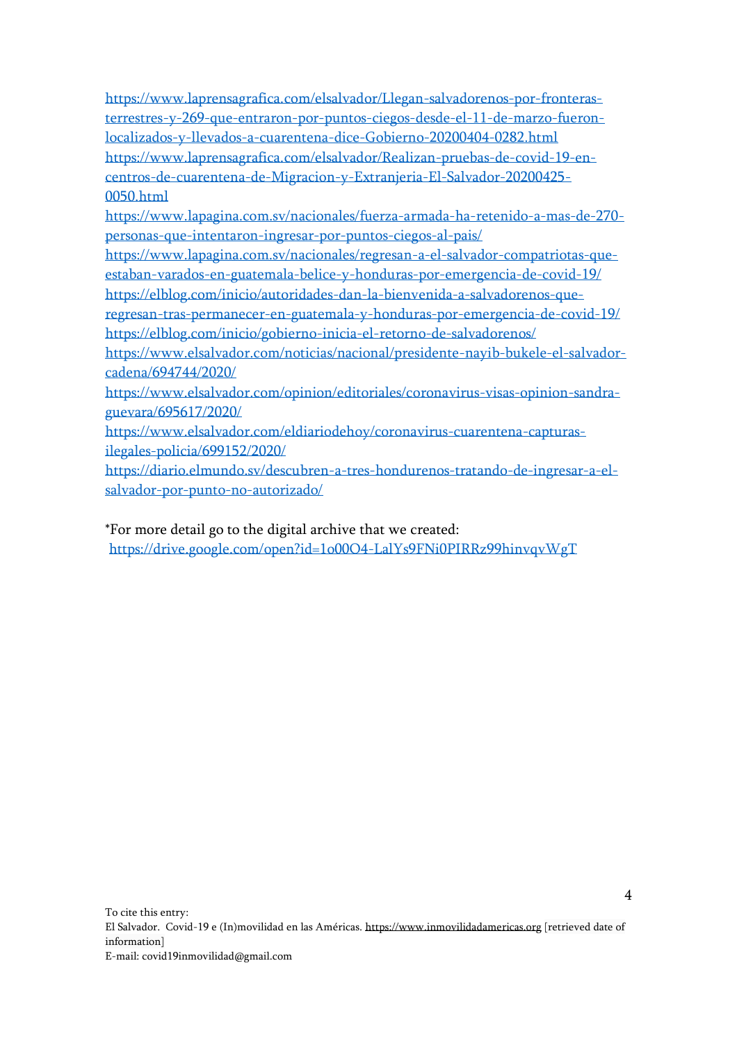https://www.laprensagrafica.com/elsalvador/Llegan-salvadorenos-por-fronteras-terrestres-y-269-que-entraron-por-puntos-ciegos-desde-el-11-de-marzo-fueron-localizados-y-llevados-a-cuarentena-dice-Gobierno-20200404-0282.html
https://www.laprensagrafica.com/elsalvador/Realizan-pruebas-de-covid-19-en-centros-de-cuarentena-de-Migracion-y-Extranjeria-El-Salvador-20200425-0050.html
https://www.lapagina.com.sv/nacionales/fuerza-armada-ha-retenido-a-mas-de-270-personas-que-intentaron-ingresar-por-puntos-ciegos-al-pais/
https://www.lapagina.com.sv/nacionales/regresan-a-el-salvador-compatriotas-que-estaban-varados-en-guatemala-belice-y-honduras-por-emergencia-de-covid-19/
https://elblog.com/inicio/autoridades-dan-la-bienvenida-a-salvadorenos-que-regresan-tras-permanecer-en-guatemala-y-honduras-por-emergencia-de-covid-19/
https://elblog.com/inicio/gobierno-inicia-el-retorno-de-salvadorenos/
https://www.elsalvador.com/noticias/nacional/presidente-nayib-bukele-el-salvador-cadena/694744/2020/
https://www.elsalvador.com/opinion/editoriales/coronavirus-visas-opinion-sandra-guevara/695617/2020/
https://www.elsalvador.com/eldiariodehoy/coronavirus-cuarentena-capturas-ilegales-policia/699152/2020/
https://diario.elmundo.sv/descubren-a-tres-hondurenos-tratando-de-ingresar-a-el-salvador-por-punto-no-autorizado/

*For more detail go to the digital archive that we created:
https://drive.google.com/open?id=1o00O4-LalYs9FNi0PIRRz99hinvqvWgT

To cite this entry:
El Salvador. Covid-19 e (In)movilidad en las Américas. https://www.inmovilidadamericas.org [retrieved date of information]
E-mail: covid19inmovilidad@gmail.com